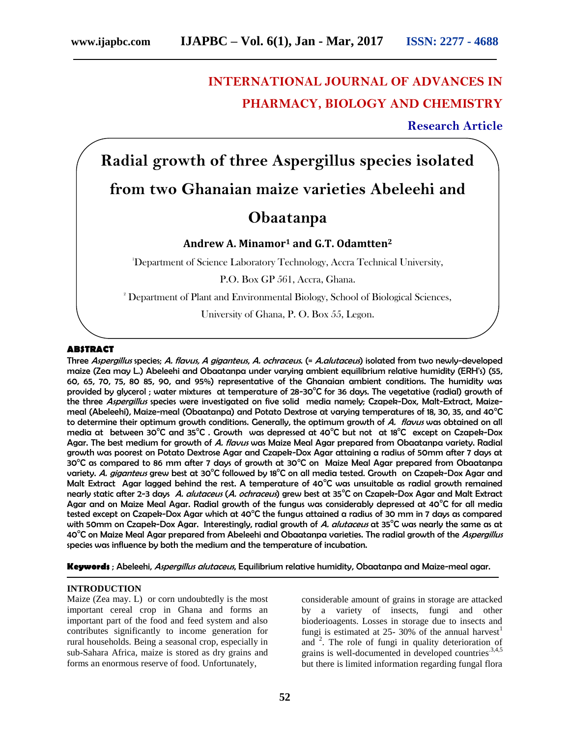**INTERNATIONAL JOURNAL OF ADVANCES IN PHARMACY, BIOLOGY AND CHEMISTRY**

**Research Article**

# Radial growth of three Aspergillus species isolated from two Ghanaian maize varieties Abeleehi and Obaatanpa

**Andrew A. Minamor[1] and G.T. Odamtten[2]**

[1]Department of Science Laboratory Technology, Accra Technical University, P.O. Box GP 561, Accra, Ghana.

[2] Department of Plant and Environmental Biology, School of Biological Sciences, University of Ghana, P. O. Box 55, Legon.

## ABSTRACT

Three *Aspergillus* species; *A. flavus, A giganteus, A. ochraceus.* (= *A.alutaceus*) isolated from two newly-developed maize (Zea may L.) Abeleehi and Obaatanpa under varying ambient equilibrium relative humidity (ERH's) (55, 60, 65, 70, 75, 80 85, 90, and 95%) representative of the Ghanaian ambient conditions. The humidity was provided by glycerol ; water mixtures at temperature of 28-30°C for 36 days. The vegetative (radial) growth of the three *Aspergillus* species were investigated on five solid media namely; Czapek-Dox, Malt-Extract, Maize-meal (Abeleehi), Maize-meal (Obaatanpa) and Potato Dextrose at varying temperatures of 18, 30, 35, and 40°C to determine their optimum growth conditions. Generally, the optimum growth of *A. flavus* was obtained on all media at between 30°C and 35°C . Growth was depressed at 40°C but not at 18°C except on Czapek-Dox Agar. The best medium for growth of *A. flavus* was Maize Meal Agar prepared from Obaatanpa variety. Radial growth was poorest on Potato Dextrose Agar and Czapek-Dox Agar attaining a radius of 50mm after 7 days at 30°C as compared to 86 mm after 7 days of growth at 30°C on Maize Meal Agar prepared from Obaatanpa variety. *A. giganteus* grew best at 30°C followed by 18°C on all media tested. Growth on Czapek-Dox Agar and Malt Extract Agar lagged behind the rest. A temperature of 40°C was unsuitable as radial growth remained nearly static after 2-3 days *A. alutaceus* (*A. ochraceus*) grew best at 35°C on Czapek-Dox Agar and Malt Extract Agar and on Maize Meal Agar. Radial growth of the fungus was considerably depressed at 40°C for all media tested except on Czapek-Dox Agar which at 40°C the fungus attained a radius of 30 mm in 7 days as compared with 50mm on Czapek-Dox Agar. Interestingly, radial growth of *A. alutaceus* at 35°C was nearly the same as at 40°C on Maize Meal Agar prepared from Abeleehi and Obaatanpa varieties. The radial growth of the *Aspergillus* species was influence by both the medium and the temperature of incubation.

**Keywords** ; Abeleehi, *Aspergillus alutaceus*, Equilibrium relative humidity, Obaatanpa and Maize-meal agar.

## INTRODUCTION

Maize (Zea may. L) or corn undoubtedly is the most important cereal crop in Ghana and forms an important part of the food and feed system and also contributes significantly to income generation for rural households. Being a seasonal crop, especially in sub-Sahara Africa, maize is stored as dry grains and forms an enormous reserve of food. Unfortunately, considerable amount of grains in storage are attacked by a variety of insects, fungi and other biodeterioagents. Losses in storage due to insects and fungi is estimated at 25- 30% of the annual harvest[1] and [2]. The role of fungi in quality deterioration of grains is well-documented in developed countries[3,4,5] but there is limited information regarding fungal flora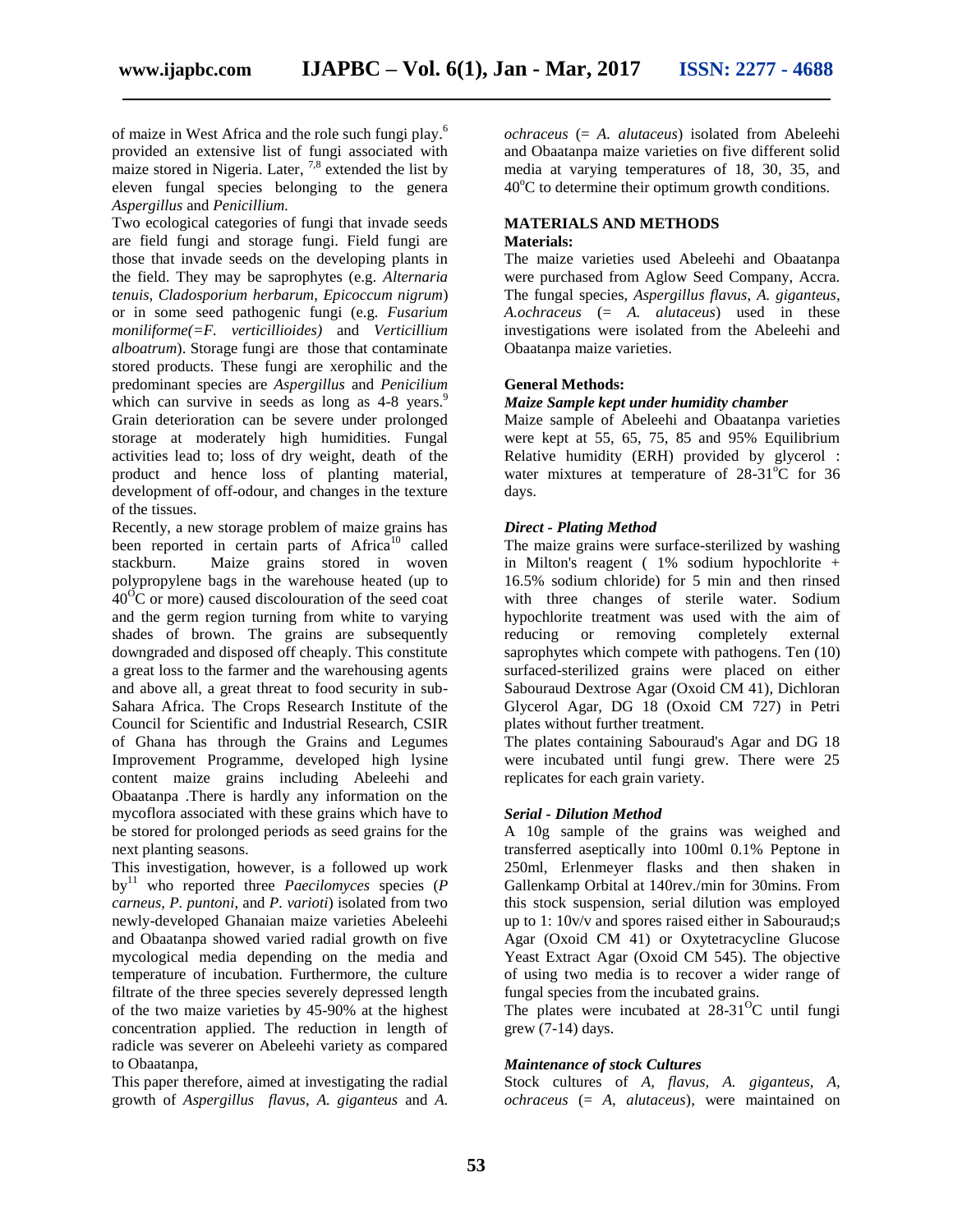of maize in West Africa and the role such fungi play.[6] provided an extensive list of fungi associated with maize stored in Nigeria. Later, [7,8] extended the list by eleven fungal species belonging to the genera *Aspergillus* and *Penicillium.*

Two ecological categories of fungi that invade seeds are field fungi and storage fungi. Field fungi are those that invade seeds on the developing plants in the field. They may be saprophytes (e.g. *Alternaria tenuis, Cladosporium herbarum, Epicoccum nigrum*) or in some seed pathogenic fungi (e.g. *Fusarium moniliforme(=F. verticillioides)* and *Verticillium alboatrum*). Storage fungi are those that contaminate stored products. These fungi are xerophilic and the predominant species are *Aspergillus* and *Penicilium* which can survive in seeds as long as 4-8 years.[9] Grain deterioration can be severe under prolonged storage at moderately high humidities. Fungal activities lead to; loss of dry weight, death of the product and hence loss of planting material, development of off-odour, and changes in the texture of the tissues.

Recently, a new storage problem of maize grains has been reported in certain parts of Africa[10] called stackburn. Maize grains stored in woven polypropylene bags in the warehouse heated (up to 40$^{O}$C or more) caused discolouration of the seed coat and the germ region turning from white to varying shades of brown. The grains are subsequently downgraded and disposed off cheaply. This constitute a great loss to the farmer and the warehousing agents and above all, a great threat to food security in sub-Sahara Africa. The Crops Research Institute of the Council for Scientific and Industrial Research, CSIR of Ghana has through the Grains and Legumes Improvement Programme, developed high lysine content maize grains including Abeleehi and Obaatanpa .There is hardly any information on the mycoflora associated with these grains which have to be stored for prolonged periods as seed grains for the next planting seasons.

This investigation, however, is a followed up work by[11] who reported three *Paecilomyces* species (*P carneus*, *P. puntoni*, and *P. varioti*) isolated from two newly-developed Ghanaian maize varieties Abeleehi and Obaatanpa showed varied radial growth on five mycological media depending on the media and temperature of incubation. Furthermore, the culture filtrate of the three species severely depressed length of the two maize varieties by 45-90% at the highest concentration applied. The reduction in length of radicle was severer on Abeleehi variety as compared to Obaatanpa,

This paper therefore, aimed at investigating the radial growth of *Aspergillus flavus*, *A. giganteus* and *A. ochraceus* (= *A. alutaceus*) isolated from Abeleehi and Obaatanpa maize varieties on five different solid media at varying temperatures of 18, 30, 35, and 40$^{o}$C to determine their optimum growth conditions.

## MATERIALS AND METHODS

### Materials:

The maize varieties used Abeleehi and Obaatanpa were purchased from Aglow Seed Company, Accra. The fungal species, *Aspergillus flavus*, *A. giganteus*, *A.ochraceus* (= *A. alutaceus*) used in these investigations were isolated from the Abeleehi and Obaatanpa maize varieties.

### General Methods:

#### *Maize Sample kept under humidity chamber*

Maize sample of Abeleehi and Obaatanpa varieties were kept at 55, 65, 75, 85 and 95% Equilibrium Relative humidity (ERH) provided by glycerol : water mixtures at temperature of 28-31$^{o}$C for 36 days.

#### *Direct - Plating Method*

The maize grains were surface-sterilized by washing in Milton's reagent ( 1% sodium hypochlorite + 16.5% sodium chloride) for 5 min and then rinsed with three changes of sterile water. Sodium hypochlorite treatment was used with the aim of reducing or removing completely external saprophytes which compete with pathogens. Ten (10) surfaced-sterilized grains were placed on either Sabouraud Dextrose Agar (Oxoid CM 41), Dichloran Glycerol Agar, DG 18 (Oxoid CM 727) in Petri plates without further treatment.

The plates containing Sabouraud's Agar and DG 18 were incubated until fungi grew. There were 25 replicates for each grain variety.

#### *Serial - Dilution Method*

A 10g sample of the grains was weighed and transferred aseptically into 100ml 0.1% Peptone in 250ml, Erlenmeyer flasks and then shaken in Gallenkamp Orbital at 140rev./min for 30mins. From this stock suspension, serial dilution was employed up to 1: 10v/v and spores raised either in Sabouraud;s Agar (Oxoid CM 41) or Oxytetracycline Glucose Yeast Extract Agar (Oxoid CM 545). The objective of using two media is to recover a wider range of fungal species from the incubated grains.

The plates were incubated at 28-31$^{O}$C until fungi grew (7-14) days.

#### *Maintenance of stock Cultures*

Stock cultures of *A, flavus, A. giganteus, A, ochraceus* (= *A, alutaceus*), were maintained on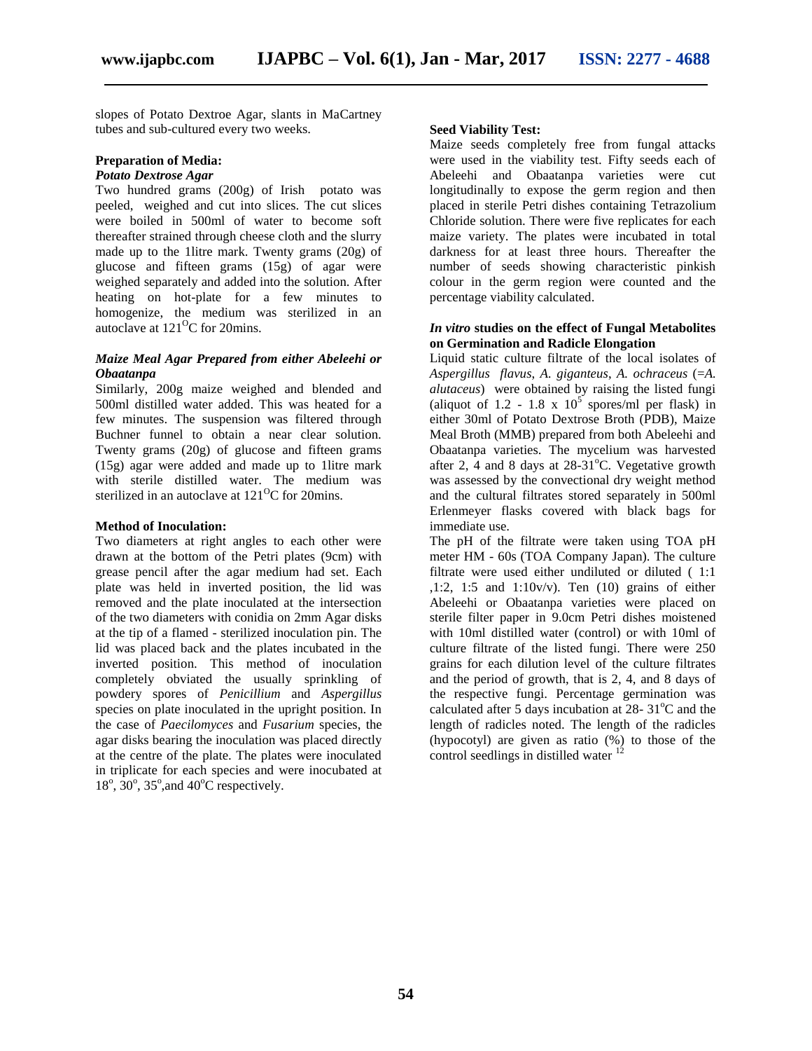slopes of Potato Dextroe Agar, slants in MaCartney tubes and sub-cultured every two weeks.

**Preparation of Media:**

***Potato Dextrose Agar***

Two hundred grams (200g) of Irish potato was peeled, weighed and cut into slices. The cut slices were boiled in 500ml of water to become soft thereafter strained through cheese cloth and the slurry made up to the 1litre mark. Twenty grams (20g) of glucose and fifteen grams (15g) of agar were weighed separately and added into the solution. After heating on hot-plate for a few minutes to homogenize, the medium was sterilized in an autoclave at 121$^{O}$C for 20mins.

***Maize Meal Agar Prepared from either Abeleehi or Obaatanpa***

Similarly, 200g maize weighed and blended and 500ml distilled water added. This was heated for a few minutes. The suspension was filtered through Buchner funnel to obtain a near clear solution. Twenty grams (20g) of glucose and fifteen grams (15g) agar were added and made up to 1litre mark with sterile distilled water. The medium was sterilized in an autoclave at 121$^{O}$C for 20mins.

**Method of Inoculation:**

Two diameters at right angles to each other were drawn at the bottom of the Petri plates (9cm) with grease pencil after the agar medium had set. Each plate was held in inverted position, the lid was removed and the plate inoculated at the intersection of the two diameters with conidia on 2mm Agar disks at the tip of a flamed - sterilized inoculation pin. The lid was placed back and the plates incubated in the inverted position. This method of inoculation completely obviated the usually sprinkling of powdery spores of *Penicillium* and *Aspergillus* species on plate inoculated in the upright position. In the case of *Paecilomyces* and *Fusarium* species, the agar disks bearing the inoculation was placed directly at the centre of the plate. The plates were inoculated in triplicate for each species and were inocubated at 18$^{o}$, 30$^{o}$, 35$^{o}$,and 40$^{o}$C respectively.

**Seed Viability Test:**

Maize seeds completely free from fungal attacks were used in the viability test. Fifty seeds each of Abeleehi and Obaatanpa varieties were cut longitudinally to expose the germ region and then placed in sterile Petri dishes containing Tetrazolium Chloride solution. There were five replicates for each maize variety. The plates were incubated in total darkness for at least three hours. Thereafter the number of seeds showing characteristic pinkish colour in the germ region were counted and the percentage viability calculated.

***In vitro* studies on the effect of Fungal Metabolites on Germination and Radicle Elongation**

Liquid static culture filtrate of the local isolates of *Aspergillus flavus*, *A. giganteus*, *A. ochraceus* (=*A. alutaceus*) were obtained by raising the listed fungi (aliquot of 1.2 - 1.8 x 10$^{5}$ spores/ml per flask) in either 30ml of Potato Dextrose Broth (PDB), Maize Meal Broth (MMB) prepared from both Abeleehi and Obaatanpa varieties. The mycelium was harvested after 2, 4 and 8 days at 28-31$^{o}$C. Vegetative growth was assessed by the convectional dry weight method and the cultural filtrates stored separately in 500ml Erlenmeyer flasks covered with black bags for immediate use.

The pH of the filtrate were taken using TOA pH meter HM - 60s (TOA Company Japan). The culture filtrate were used either undiluted or diluted ( 1:1 ,1:2, 1:5 and 1:10v/v). Ten (10) grains of either Abeleehi or Obaatanpa varieties were placed on sterile filter paper in 9.0cm Petri dishes moistened with 10ml distilled water (control) or with 10ml of culture filtrate of the listed fungi. There were 250 grains for each dilution level of the culture filtrates and the period of growth, that is 2, 4, and 8 days of the respective fungi. Percentage germination was calculated after 5 days incubation at 28- 31$^{o}$C and the length of radicles noted. The length of the radicles (hypocotyl) are given as ratio (%) to those of the control seedlings in distilled water [12]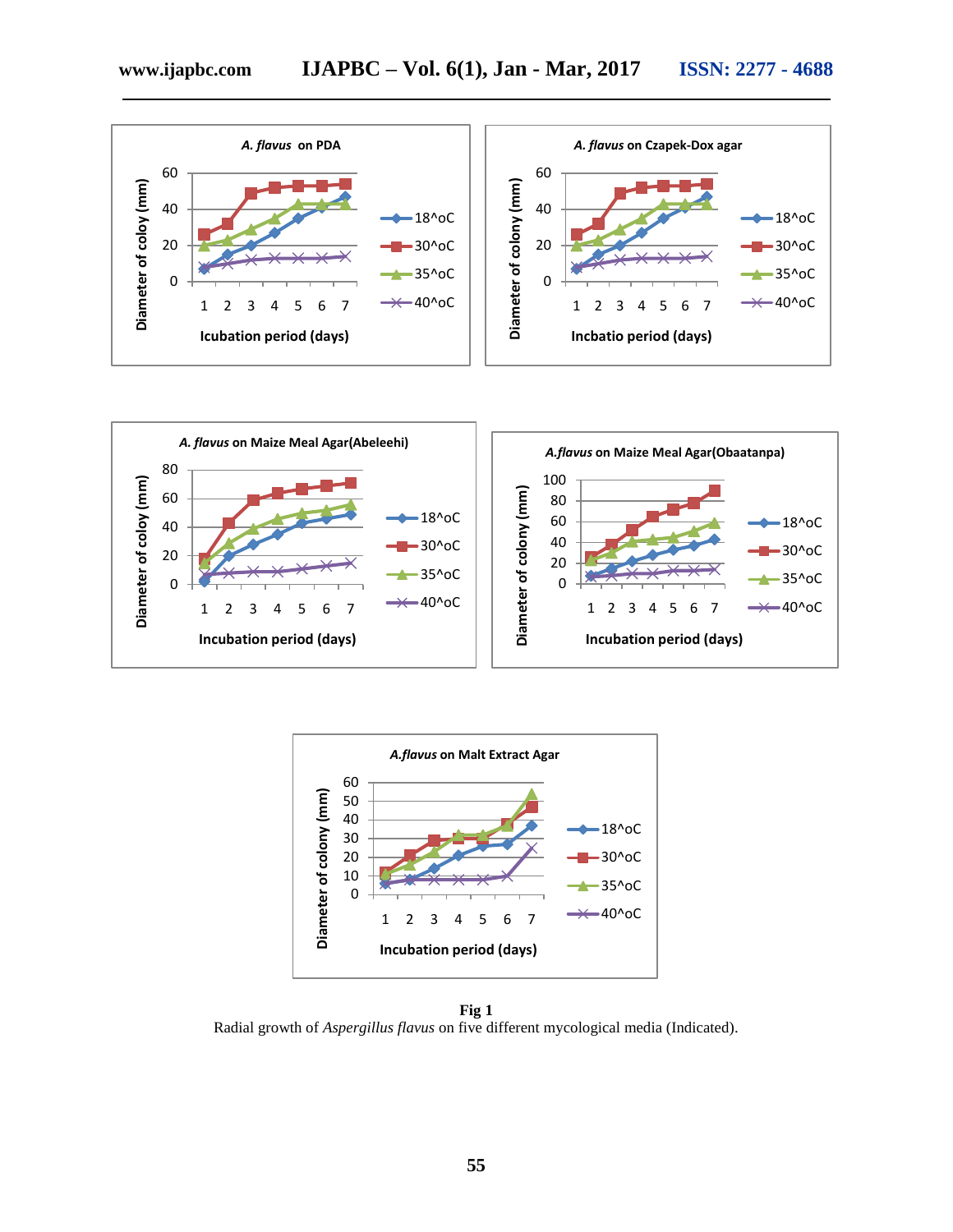A. flavus on PDA

Diameter of coloy (mm)

60
40
20
0

1 2 3 4 5 6 7

Icubation period (days)

18^oC
30^oC
35^oC
40^oC

A. flavus on Czapek-Dox agar

Diameter of colony (mm)

60
40
20
0

1 2 3 4 5 6 7

Incbatio period (days)

18^oC
30^oC
35^oC
40^oC

A. flavus on Maize Meal Agar(Abeleehi)

Diameter of coloy (mm)

80
60
40
20
0

1 2 3 4 5 6 7

Incubation period (days)

18^oC
30^oC
35^oC
40^oC

A.flavus on Maize Meal Agar(Obaatanpa)

Diameter of colony (mm)

100
80
60
40
20
0

1 2 3 4 5 6 7

Incubation period (days)

18^oC
30^oC
35^oC
40^oC

A.flavus on Malt Extract Agar

Diameter of colony (mm)

60
50
40
30
20
10
0

1 2 3 4 5 6 7

Incubation period (days)

18^oC
30^oC
35^oC
40^oC

**Fig 1**

Radial growth of *Aspergillus flavus* on five different mycological media (Indicated).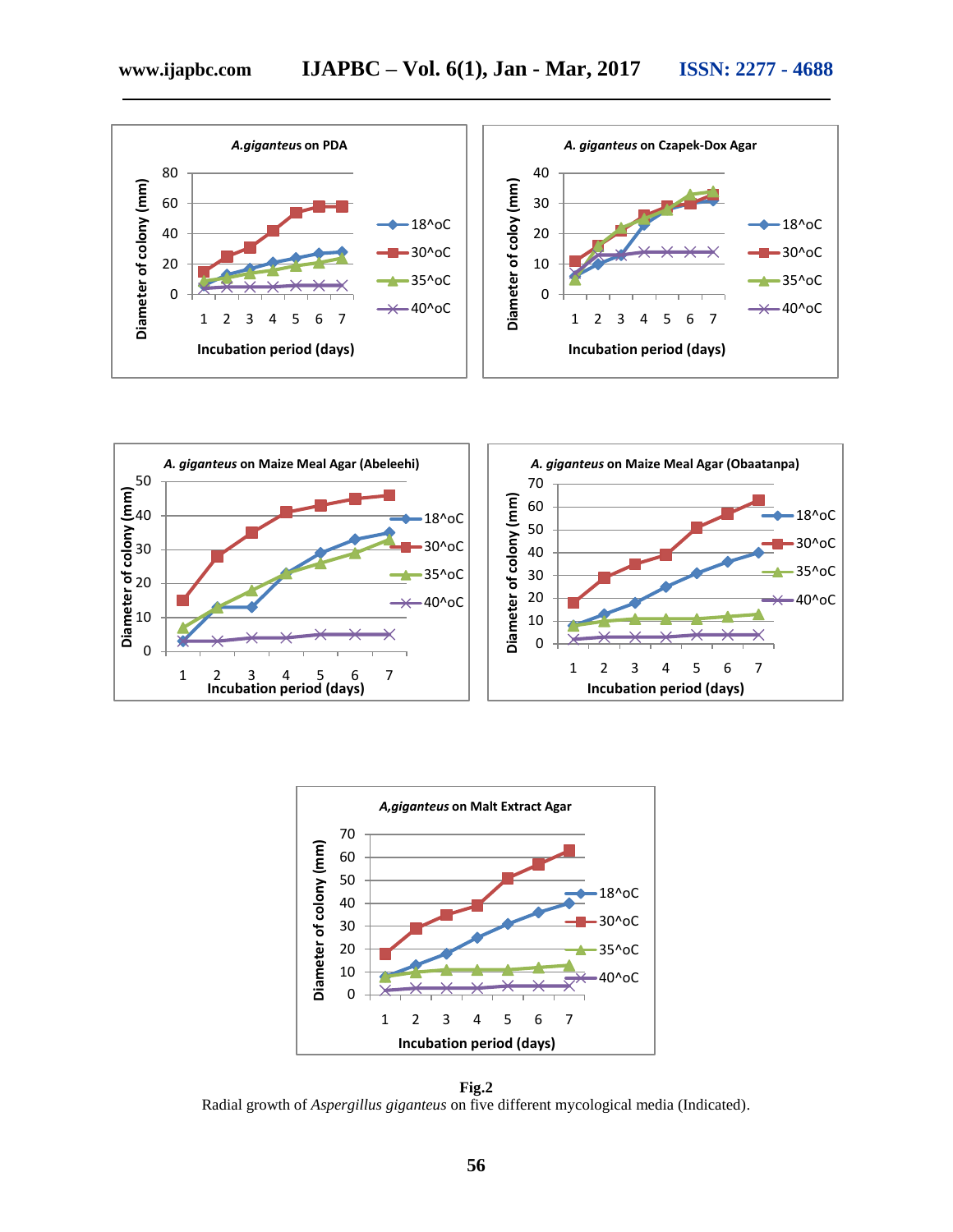*A.giganteus* on PDA

Diameter of colony (mm)

80
60
40
20
0

1 2 3 4 5 6 7

Incubation period (days)

18^oC
30^oC
35^oC
40^oC

*A. giganteus* on Czapek-Dox Agar

Diameter of coloy (mm)

40
30
20
10
0

1 2 3 4 5 6 7

Incubation period (days)

18^oC
30^oC
35^oC
40^oC

*A. giganteus* on Maize Meal Agar (Abeleehi)

Diameter of colony (mm)

50
40
30
20
10
0

1 2 3 4 5 6 7

Incubation period (days)

18^oC
30^oC
35^oC
40^oC

*A. giganteus* on Maize Meal Agar (Obaatanpa)

Diameter of colony (mm)

70
60
50
40
30
20
10
0

1 2 3 4 5 6 7

Incubation period (days)

18^oC
30^oC
35^oC
40^oC

*A,giganteus* on Malt Extract Agar

Diameter of colony (mm)

70
60
50
40
30
20
10
0

1 2 3 4 5 6 7

Incubation period (days)

18^oC
30^oC
35^oC
40^oC

**Fig.2**

Radial growth of *Aspergillus giganteus* on five different mycological media (Indicated).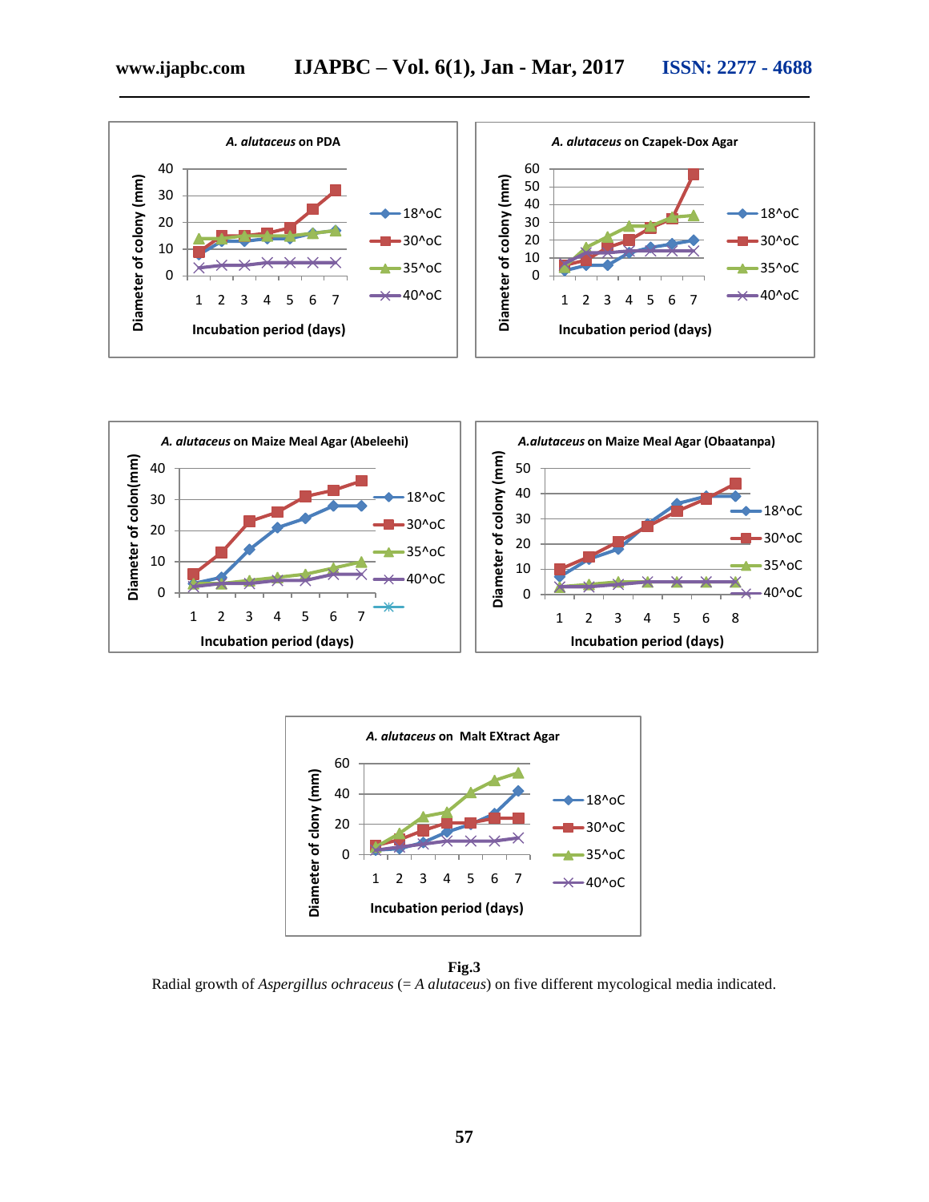*A. alutaceus* on PDA

Diameter of colony (mm)

40
30
20
10
0

1 2 3 4 5 6 7

Incubation period (days)

18^oC
30^oC
35^oC
40^oC

*A. alutaceus* on Czapek-Dox Agar

Diameter of colony (mm)

60
50
40
30
20
10
0

1 2 3 4 5 6 7

Incubation period (days)

18^oC
30^oC
35^oC
40^oC

*A. alutaceus* on Maize Meal Agar (Abeleehi)

Diameter of colon(mm)

40
30
20
10
0

1 2 3 4 5 6 7

Incubation period (days)

18^oC
30^oC
35^oC
40^oC

*A.alutaceus* on Maize Meal Agar (Obaatanpa)

Diameter of colony (mm)

50
40
30
20
10
0

1 2 3 4 5 6 8

Incubation period (days)

18^oC
30^oC
35^oC
40^oC

*A. alutaceus* on Malt EXtract Agar

Diameter of clony (mm)

60
40
20
0

1 2 3 4 5 6 7

Incubation period (days)

18^oC
30^oC
35^oC
40^oC

**Fig.3**

Radial growth of *Aspergillus ochraceus* (= *A alutaceus*) on five different mycological media indicated.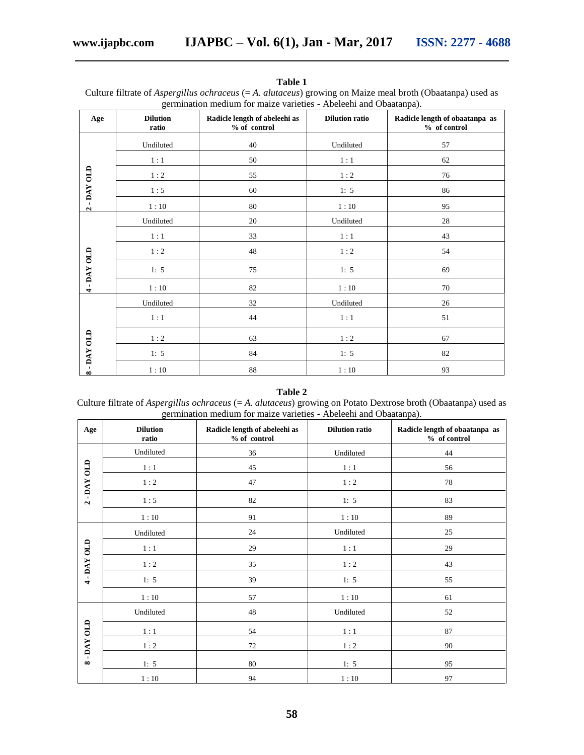**Table 1**

Culture filtrate of *Aspergillus ochraceus* (= *A. alutaceus*) growing on Maize meal broth (Obaatanpa) used as germination medium for maize varieties - Abeleehi and Obaatanpa).

| Age | Dilution ratio | Radicle length of abeleehi as % of control | Dilution ratio | Radicle length of obaatanpa as % of control |
|---|---|---|---|---|
| 2 - DAY OLD | Undiluted | 40 | Undiluted | 57 |
| | 1 : 1 | 50 | 1 : 1 | 62 |
| | 1 : 2 | 55 | 1 : 2 | 76 |
| | 1 : 5 | 60 | 1: 5 | 86 |
| | 1 : 10 | 80 | 1 : 10 | 95 |
| 4 - DAY OLD | Undiluted | 20 | Undiluted | 28 |
| | 1 : 1 | 33 | 1 : 1 | 43 |
| | 1 : 2 | 48 | 1 : 2 | 54 |
| | 1: 5 | 75 | 1: 5 | 69 |
| | 1 : 10 | 82 | 1 : 10 | 70 |
| 8 - DAY OLD | Undiluted | 32 | Undiluted | 26 |
| | 1 : 1 | 44 | 1 : 1 | 51 |
| | 1 : 2 | 63 | 1 : 2 | 67 |
| | 1: 5 | 84 | 1: 5 | 82 |
| | 1 : 10 | 88 | 1 : 10 | 93 |

**Table 2**

Culture filtrate of *Aspergillus ochraceus* (= *A. alutaceus*) growing on Potato Dextrose broth (Obaatanpa) used as germination medium for maize varieties - Abeleehi and Obaatanpa).

| Age | Dilution ratio | Radicle length of abeleehi as % of control | Dilution ratio | Radicle length of obaatanpa as % of control |
|---|---|---|---|---|
| 2 - DAY OLD | Undiluted | 36 | Undiluted | 44 |
| | 1 : 1 | 45 | 1 : 1 | 56 |
| | 1 : 2 | 47 | 1 : 2 | 78 |
| | 1 : 5 | 82 | 1: 5 | 83 |
| | 1 : 10 | 91 | 1 : 10 | 89 |
| 4 - DAY OLD | Undiluted | 24 | Undiluted | 25 |
| | 1 : 1 | 29 | 1 : 1 | 29 |
| | 1 : 2 | 35 | 1 : 2 | 43 |
| | 1: 5 | 39 | 1: 5 | 55 |
| | 1 : 10 | 57 | 1 : 10 | 61 |
| 8 - DAY OLD | Undiluted | 48 | Undiluted | 52 |
| | 1 : 1 | 54 | 1 : 1 | 87 |
| | 1 : 2 | 72 | 1 : 2 | 90 |
| | 1: 5 | 80 | 1: 5 | 95 |
| | 1 : 10 | 94 | 1 : 10 | 97 |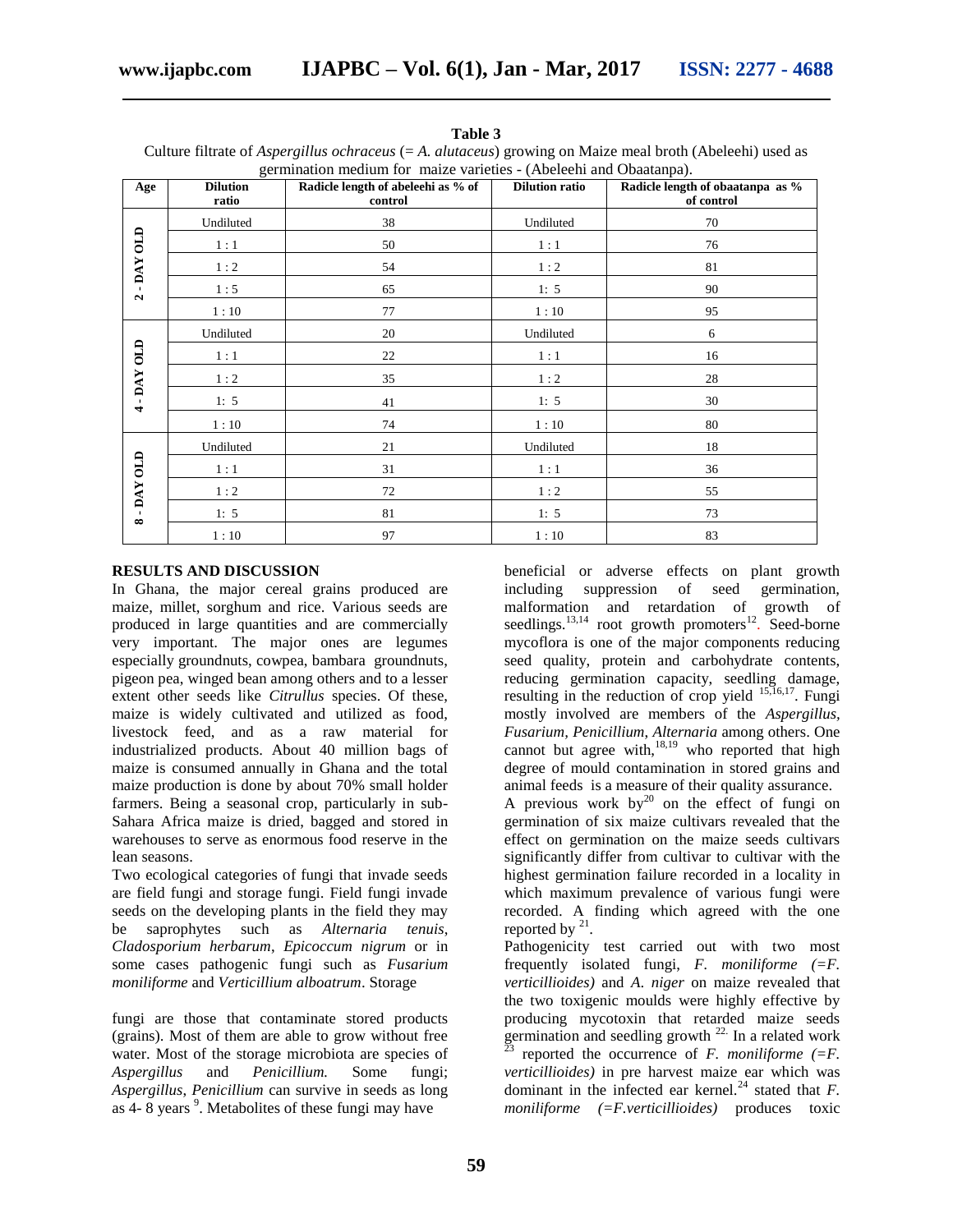**Table 3**
Culture filtrate of *Aspergillus ochraceus* (= *A. alutaceus*) growing on Maize meal broth (Abeleehi) used as germination medium for maize varieties - (Abeleehi and Obaatanpa).

| Age | Dilution ratio | Radicle length of abeleehi as % of control | Dilution ratio | Radicle length of obaatanpa as % of control |
|---|---|---|---|---|
| 2 - DAY OLD | Undiluted | 38 | Undiluted | 70 |
| | 1 : 1 | 50 | 1 : 1 | 76 |
| | 1 : 2 | 54 | 1 : 2 | 81 |
| | 1 : 5 | 65 | 1: 5 | 90 |
| | 1 : 10 | 77 | 1 : 10 | 95 |
| 4 - DAY OLD | Undiluted | 20 | Undiluted | 6 |
| | 1 : 1 | 22 | 1 : 1 | 16 |
| | 1 : 2 | 35 | 1 : 2 | 28 |
| | 1: 5 | 41 | 1: 5 | 30 |
| | 1 : 10 | 74 | 1 : 10 | 80 |
| 8 - DAY OLD | Undiluted | 21 | Undiluted | 18 |
| | 1 : 1 | 31 | 1 : 1 | 36 |
| | 1 : 2 | 72 | 1 : 2 | 55 |
| | 1: 5 | 81 | 1: 5 | 73 |
| | 1 : 10 | 97 | 1 : 10 | 83 |

## RESULTS AND DISCUSSION

In Ghana, the major cereal grains produced are maize, millet, sorghum and rice. Various seeds are produced in large quantities and are commercially very important. The major ones are legumes especially groundnuts, cowpea, bambara groundnuts, pigeon pea, winged bean among others and to a lesser extent other seeds like *Citrullus* species. Of these, maize is widely cultivated and utilized as food, livestock feed, and as a raw material for industrialized products. About 40 million bags of maize is consumed annually in Ghana and the total maize production is done by about 70% small holder farmers. Being a seasonal crop, particularly in sub-Sahara Africa maize is dried, bagged and stored in warehouses to serve as enormous food reserve in the lean seasons.

Two ecological categories of fungi that invade seeds are field fungi and storage fungi. Field fungi invade seeds on the developing plants in the field they may be saprophytes such as *Alternaria tenuis*, *Cladosporium herbarum*, *Epicoccum nigrum* or in some cases pathogenic fungi such as *Fusarium moniliforme* and *Verticillium alboatrum*. Storage fungi are those that contaminate stored products (grains). Most of them are able to grow without free water. Most of the storage microbiota are species of *Aspergillus* and *Penicillium.* Some fungi; *Aspergillus, Penicillium* can survive in seeds as long as 4- 8 years [9]. Metabolites of these fungi may have beneficial or adverse effects on plant growth including suppression of seed germination, malformation and retardation of growth of seedlings.[13,14] root growth promoters[12]. Seed-borne mycoflora is one of the major components reducing seed quality, protein and carbohydrate contents, reducing germination capacity, seedling damage, resulting in the reduction of crop yield [15,16,17]. Fungi mostly involved are members of the *Aspergillus, Fusarium, Penicillium*, *Alternaria* among others. One cannot but agree with,[18,19] who reported that high degree of mould contamination in stored grains and animal feeds is a measure of their quality assurance.

A previous work by[20] on the effect of fungi on germination of six maize cultivars revealed that the effect on germination on the maize seeds cultivars significantly differ from cultivar to cultivar with the highest germination failure recorded in a locality in which maximum prevalence of various fungi were recorded. A finding which agreed with the one reported by [21].

Pathogenicity test carried out with two most frequently isolated fungi, *F. moniliforme (=F. verticillioides)* and *A. niger* on maize revealed that the two toxigenic moulds were highly effective by producing mycotoxin that retarded maize seeds germination and seedling growth [22]. In a related work [23] reported the occurrence of *F. moniliforme (=F. verticillioides)* in pre harvest maize ear which was dominant in the infected ear kernel.[24] stated that *F. moniliforme (=F.verticillioides)* produces toxic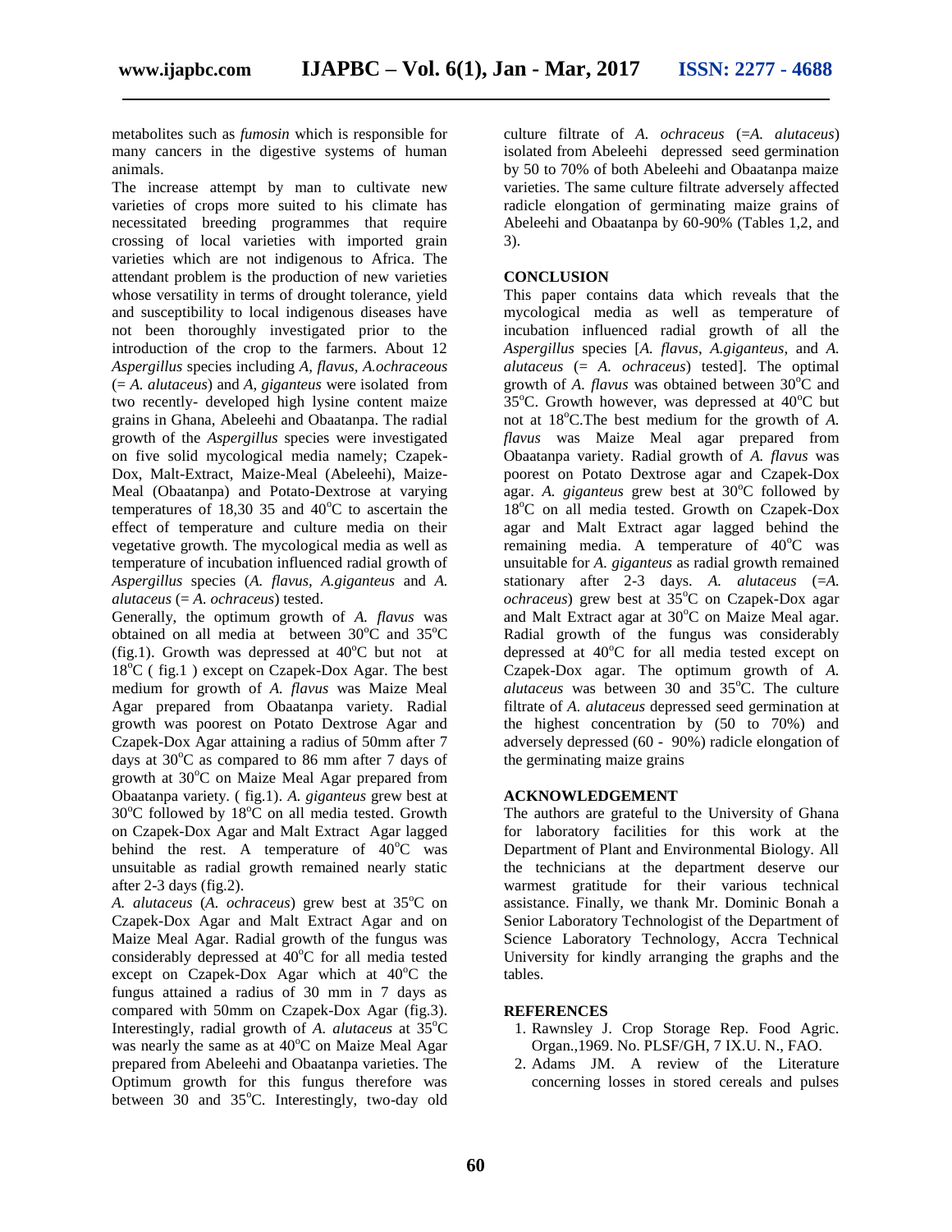metabolites such as *fumosin* which is responsible for many cancers in the digestive systems of human animals.

The increase attempt by man to cultivate new varieties of crops more suited to his climate has necessitated breeding programmes that require crossing of local varieties with imported grain varieties which are not indigenous to Africa. The attendant problem is the production of new varieties whose versatility in terms of drought tolerance, yield and susceptibility to local indigenous diseases have not been thoroughly investigated prior to the introduction of the crop to the farmers. About 12 *Aspergillus* species including *A, flavus, A.ochraceous* (= *A. alutaceus*) and *A, giganteus* were isolated from two recently- developed high lysine content maize grains in Ghana, Abeleehi and Obaatanpa. The radial growth of the *Aspergillus* species were investigated on five solid mycological media namely; Czapek-Dox, Malt-Extract, Maize-Meal (Abeleehi), Maize-Meal (Obaatanpa) and Potato-Dextrose at varying temperatures of 18,30 35 and 40°C to ascertain the effect of temperature and culture media on their vegetative growth. The mycological media as well as temperature of incubation influenced radial growth of *Aspergillus* species (*A. flavus, A.giganteus* and *A. alutaceus* (= *A. ochraceus*) tested.

Generally, the optimum growth of *A. flavus* was obtained on all media at between 30°C and 35°C (fig.1). Growth was depressed at 40°C but not at 18°C ( fig.1 ) except on Czapek-Dox Agar. The best medium for growth of *A. flavus* was Maize Meal Agar prepared from Obaatanpa variety. Radial growth was poorest on Potato Dextrose Agar and Czapek-Dox Agar attaining a radius of 50mm after 7 days at 30°C as compared to 86 mm after 7 days of growth at 30°C on Maize Meal Agar prepared from Obaatanpa variety. ( fig.1). *A. giganteus* grew best at 30°C followed by 18°C on all media tested. Growth on Czapek-Dox Agar and Malt Extract Agar lagged behind the rest. A temperature of 40°C was unsuitable as radial growth remained nearly static after 2-3 days (fig.2).

*A. alutaceus* (*A. ochraceus*) grew best at 35°C on Czapek-Dox Agar and Malt Extract Agar and on Maize Meal Agar. Radial growth of the fungus was considerably depressed at 40°C for all media tested except on Czapek-Dox Agar which at 40°C the fungus attained a radius of 30 mm in 7 days as compared with 50mm on Czapek-Dox Agar (fig.3). Interestingly, radial growth of *A. alutaceus* at 35°C was nearly the same as at 40°C on Maize Meal Agar prepared from Abeleehi and Obaatanpa varieties. The Optimum growth for this fungus therefore was between 30 and 35°C. Interestingly, two-day old culture filtrate of *A. ochraceus* (=*A. alutaceus*) isolated from Abeleehi depressed seed germination by 50 to 70% of both Abeleehi and Obaatanpa maize varieties. The same culture filtrate adversely affected radicle elongation of germinating maize grains of Abeleehi and Obaatanpa by 60-90% (Tables 1,2, and 3).

## CONCLUSION

This paper contains data which reveals that the mycological media as well as temperature of incubation influenced radial growth of all the *Aspergillus* species [*A. flavus*, *A.giganteus*, and *A. alutaceus* (= *A. ochraceus*) tested]. The optimal growth of *A. flavus* was obtained between 30°C and 35°C. Growth however, was depressed at 40°C but not at 18°C.The best medium for the growth of *A. flavus* was Maize Meal agar prepared from Obaatanpa variety. Radial growth of *A. flavus* was poorest on Potato Dextrose agar and Czapek-Dox agar. *A. giganteus* grew best at 30°C followed by 18°C on all media tested. Growth on Czapek-Dox agar and Malt Extract agar lagged behind the remaining media. A temperature of 40°C was unsuitable for *A. giganteus* as radial growth remained stationary after 2-3 days. *A. alutaceus* (=*A. ochraceus*) grew best at 35°C on Czapek-Dox agar and Malt Extract agar at 30°C on Maize Meal agar. Radial growth of the fungus was considerably depressed at 40°C for all media tested except on Czapek-Dox agar. The optimum growth of *A. alutaceus* was between 30 and 35°C. The culture filtrate of *A. alutaceus* depressed seed germination at the highest concentration by (50 to 70%) and adversely depressed (60 - 90%) radicle elongation of the germinating maize grains

## ACKNOWLEDGEMENT

The authors are grateful to the University of Ghana for laboratory facilities for this work at the Department of Plant and Environmental Biology. All the technicians at the department deserve our warmest gratitude for their various technical assistance. Finally, we thank Mr. Dominic Bonah a Senior Laboratory Technologist of the Department of Science Laboratory Technology, Accra Technical University for kindly arranging the graphs and the tables.

## REFERENCES

1. Rawnsley J. Crop Storage Rep. Food Agric. Organ.,1969. No. PLSF/GH, 7 IX.U. N., FAO.
2. Adams JM. A review of the Literature concerning losses in stored cereals and pulses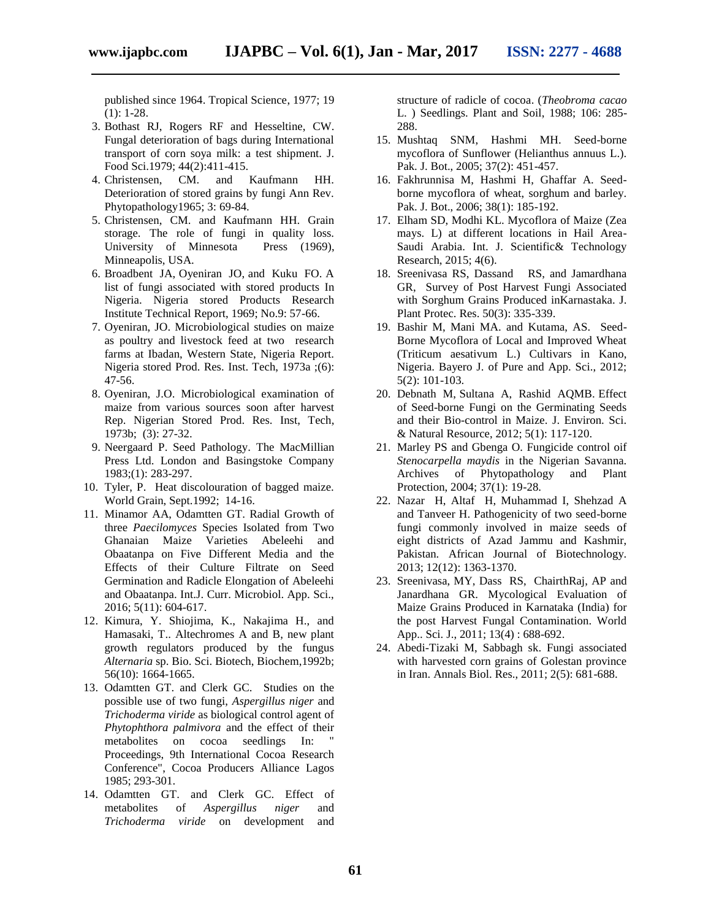published since 1964. Tropical Science, 1977; 19 (1): 1-28.

3. Bothast RJ, Rogers RF and Hesseltine, CW. Fungal deterioration of bags during International transport of corn soya milk: a test shipment. J. Food Sci.1979; 44(2):411-415.
4. Christensen, CM. and Kaufmann HH. Deterioration of stored grains by fungi Ann Rev. Phytopathology1965; 3: 69-84.
5. Christensen, CM. and Kaufmann HH. Grain storage. The role of fungi in quality loss. University of Minnesota Press (1969), Minneapolis, USA.
6. Broadbent JA, Oyeniran JO, and Kuku FO. A list of fungi associated with stored products In Nigeria. Nigeria stored Products Research Institute Technical Report, 1969; No.9: 57-66.
7. Oyeniran, JO. Microbiological studies on maize as poultry and livestock feed at two research farms at Ibadan, Western State, Nigeria Report. Nigeria stored Prod. Res. Inst. Tech, 1973a ;(6): 47-56.
8. Oyeniran, J.O. Microbiological examination of maize from various sources soon after harvest Rep. Nigerian Stored Prod. Res. Inst, Tech, 1973b; (3): 27-32.
9. Neergaard P. Seed Pathology. The MacMillian Press Ltd. London and Basingstoke Company 1983;(1): 283-297.
10. Tyler, P. Heat discolouration of bagged maize. World Grain, Sept.1992; 14-16.
11. Minamor AA, Odamtten GT. Radial Growth of three *Paecilomyces* Species Isolated from Two Ghanaian Maize Varieties Abeleehi and Obaatanpa on Five Different Media and the Effects of their Culture Filtrate on Seed Germination and Radicle Elongation of Abeleehi and Obaatanpa. Int.J. Curr. Microbiol. App. Sci., 2016; 5(11): 604-617.
12. Kimura, Y. Shiojima, K., Nakajima H., and Hamasaki, T.. Altechromes A and B, new plant growth regulators produced by the fungus *Alternaria* sp. Bio. Sci. Biotech, Biochem,1992b; 56(10): 1664-1665.
13. Odamtten GT. and Clerk GC. Studies on the possible use of two fungi, *Aspergillus niger* and *Trichoderma viride* as biological control agent of *Phytophthora palmivora* and the effect of their metabolites on cocoa seedlings In: " Proceedings, 9th International Cocoa Research Conference", Cocoa Producers Alliance Lagos 1985; 293-301.
14. Odamtten GT. and Clerk GC. Effect of metabolites of *Aspergillus niger* and *Trichoderma viride* on development and structure of radicle of cocoa. (*Theobroma cacao* L. ) Seedlings. Plant and Soil, 1988; 106: 285-288.
15. Mushtaq SNM, Hashmi MH. Seed-borne mycoflora of Sunflower (Helianthus annuus L.). Pak. J. Bot., 2005; 37(2): 451-457.
16. Fakhrunnisa M, Hashmi H, Ghaffar A. Seed-borne mycoflora of wheat, sorghum and barley. Pak. J. Bot., 2006; 38(1): 185-192.
17. Elham SD, Modhi KL. Mycoflora of Maize (Zea mays. L) at different locations in Hail Area-Saudi Arabia. Int. J. Scientific& Technology Research, 2015; 4(6).
18. Sreenivasa RS, Dassand RS, and Jamardhana GR, Survey of Post Harvest Fungi Associated with Sorghum Grains Produced inKarnastaka. J. Plant Protec. Res. 50(3): 335-339.
19. Bashir M, Mani MA. and Kutama, AS. Seed-Borne Mycoflora of Local and Improved Wheat (Triticum aesativum L.) Cultivars in Kano, Nigeria. Bayero J. of Pure and App. Sci., 2012; 5(2): 101-103.
20. Debnath M, Sultana A, Rashid AQMB. Effect of Seed-borne Fungi on the Germinating Seeds and their Bio-control in Maize. J. Environ. Sci. & Natural Resource, 2012; 5(1): 117-120.
21. Marley PS and Gbenga O. Fungicide control oif *Stenocarpella maydis* in the Nigerian Savanna. Archives of Phytopathology and Plant Protection, 2004; 37(1): 19-28.
22. Nazar H, Altaf H, Muhammad I, Shehzad A and Tanveer H. Pathogenicity of two seed-borne fungi commonly involved in maize seeds of eight districts of Azad Jammu and Kashmir, Pakistan. African Journal of Biotechnology. 2013; 12(12): 1363-1370.
23. Sreenivasa, MY, Dass RS, ChairthRaj, AP and Janardhana GR. Mycological Evaluation of Maize Grains Produced in Karnataka (India) for the post Harvest Fungal Contamination. World App.. Sci. J., 2011; 13(4) : 688-692.
24. Abedi-Tizaki M, Sabbagh sk. Fungi associated with harvested corn grains of Golestan province in Iran. Annals Biol. Res., 2011; 2(5): 681-688.